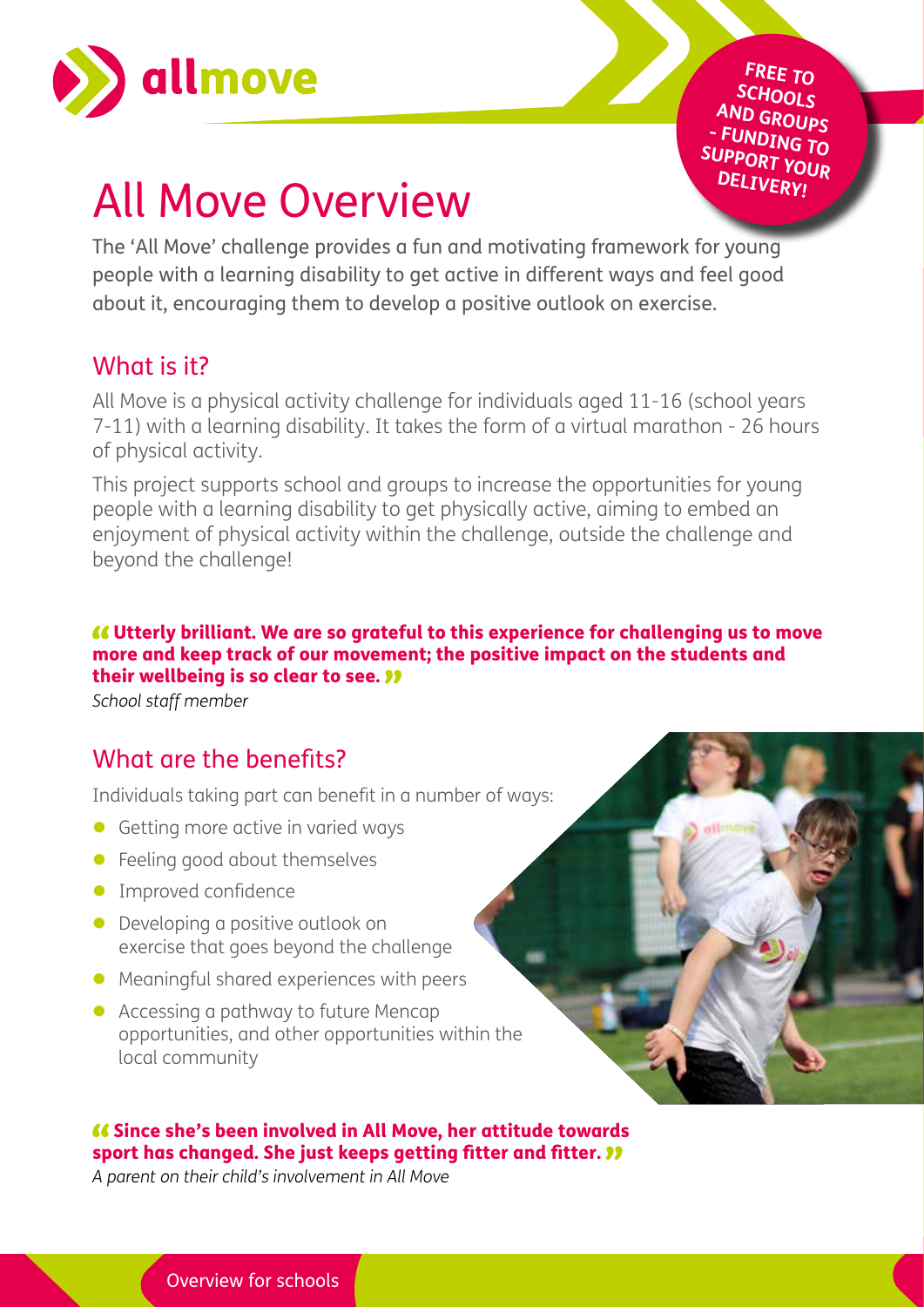allmove

FREE TO SCHOOLS AND GROUPS - FUNDING TO SUPPORT YOUR DELIVERY!

# All Move Overview

The 'All Move' challenge provides a fun and motivating framework for young people with a learning disability to get active in different ways and feel good about it, encouraging them to develop a positive outlook on exercise.

## What is it?

All Move is a physical activity challenge for individuals aged 11-16 (school years 7-11) with a learning disability. It takes the form of a virtual marathon - 26 hours of physical activity.

This project supports school and groups to increase the opportunities for young people with a learning disability to get physically active, aiming to embed an enjoyment of physical activity within the challenge, outside the challenge and beyond the challenge!

**"Utterly brilliant. We are so grateful to this experience for challenging us to move more and keep track of our movement; the positive impact on the students and their wellbeing is so clear to see."**
*School staff member*

## What are the benefits?

Individuals taking part can benefit in a number of ways:

- Getting more active in varied ways
- Feeling good about themselves
- Improved confidence
- Developing a positive outlook on exercise that goes beyond the challenge
- Meaningful shared experiences with peers
- Accessing a pathway to future Mencap opportunities, and other opportunities within the local community

**"Since she's been involved in All Move, her attitude towards sport has changed. She just keeps getting fitter and fitter."**
*A parent on their child's involvement in All Move*

Overview for schools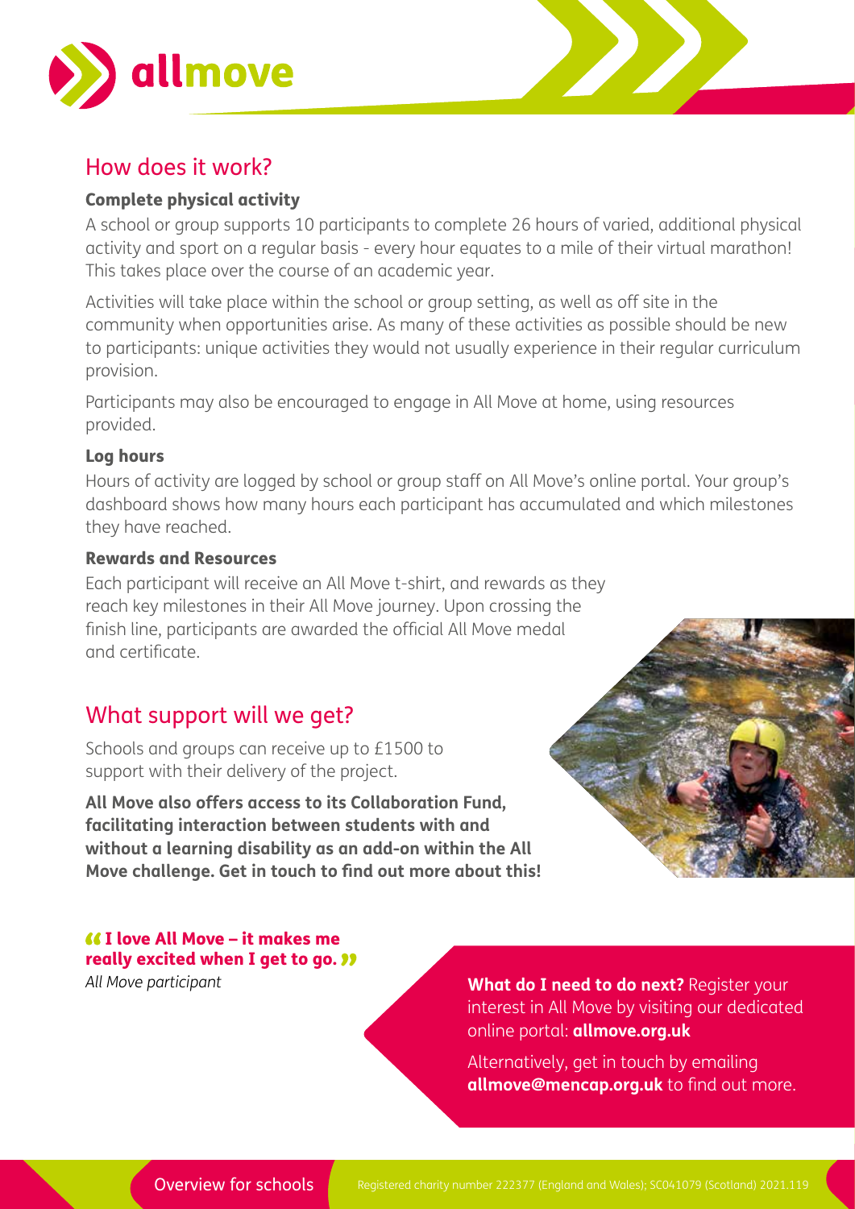## How does it work?

### Complete physical activity

A school or group supports 10 participants to complete 26 hours of varied, additional physical activity and sport on a regular basis - every hour equates to a mile of their virtual marathon! This takes place over the course of an academic year.

Activities will take place within the school or group setting, as well as off site in the community when opportunities arise. As many of these activities as possible should be new to participants: unique activities they would not usually experience in their regular curriculum provision.

Participants may also be encouraged to engage in All Move at home, using resources provided.

### Log hours

Hours of activity are logged by school or group staff on All Move's online portal. Your group's dashboard shows how many hours each participant has accumulated and which milestones they have reached.

### Rewards and Resources

Each participant will receive an All Move t-shirt, and rewards as they reach key milestones in their All Move journey. Upon crossing the finish line, participants are awarded the official All Move medal and certificate.

## What support will we get?

Schools and groups can receive up to £1500 to support with their delivery of the project.

**All Move also offers access to its Collaboration Fund, facilitating interaction between students with and without a learning disability as an add-on within the All Move challenge. Get in touch to find out more about this!**

**"I love All Move – it makes me really excited when I get to go."**
*All Move participant*

**What do I need to do next?** Register your interest in All Move by visiting our dedicated online portal: **allmove.org.uk**

Alternatively, get in touch by emailing **allmove@mencap.org.uk** to find out more.

Overview for schools

Registered charity number 222377 (England and Wales); SC041079 (Scotland) 2021.119